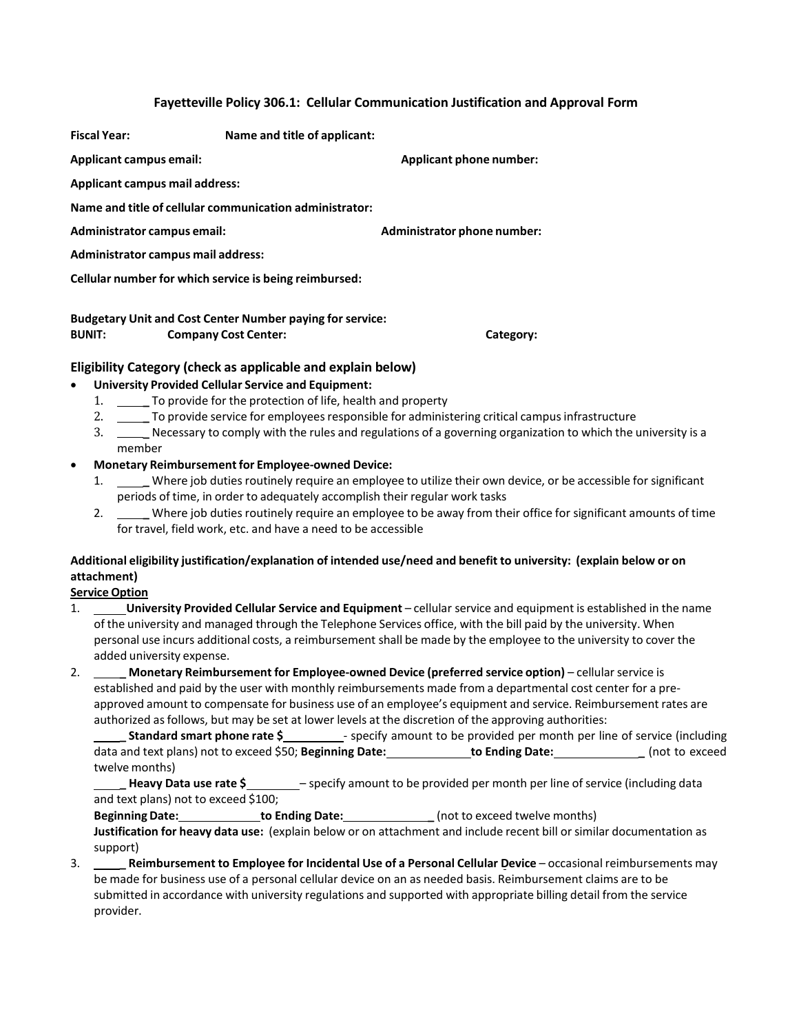**Fayetteville Policy 306.1: Cellular Communication Justification and Approval Form**

**Fiscal Year:** **Name and title of applicant:**

**Applicant campus email:** **Applicant phone number:**

**Applicant campus mail address:**

**Name and title of cellular communication administrator:**

**Administrator campus email:** **Administrator phone number:**

**Administrator campus mail address:**

**Cellular number for which service is being reimbursed:**

**Budgetary Unit and Cost Center Number paying for service:**
**BUNIT:** **Company Cost Center:** **Category:**

## Eligibility Category (check as applicable and explain below)

- **University Provided Cellular Service and Equipment:**
  1. _____ To provide for the protection of life, health and property
  2. _____ To provide service for employees responsible for administering critical campus infrastructure
  3. _____ Necessary to comply with the rules and regulations of a governing organization to which the university is a member
- **Monetary Reimbursement for Employee-owned Device:**
  1. _____ Where job duties routinely require an employee to utilize their own device, or be accessible for significant periods of time, in order to adequately accomplish their regular work tasks
  2. _____ Where job duties routinely require an employee to be away from their office for significant amounts of time for travel, field work, etc. and have a need to be accessible

**Additional eligibility justification/explanation of intended use/need and benefit to university: (explain below or on attachment)**

**Service Option**

1. _____ **University Provided Cellular Service and Equipment** – cellular service and equipment is established in the name of the university and managed through the Telephone Services office, with the bill paid by the university. When personal use incurs additional costs, a reimbursement shall be made by the employee to the university to cover the added university expense.
2. _____ **Monetary Reimbursement for Employee-owned Device (preferred service option)** – cellular service is established and paid by the user with monthly reimbursements made from a departmental cost center for a pre-approved amount to compensate for business use of an employee's equipment and service. Reimbursement rates are authorized as follows, but may be set at lower levels at the discretion of the approving authorities:

   _____ **Standard smart phone rate $**_________- specify amount to be provided per month per line of service (including data and text plans) not to exceed $50; **Beginning Date:**_____________ **to Ending Date:**_____________ (not to exceed twelve months)

   _____ **Heavy Data use rate $**________ – specify amount to be provided per month per line of service (including data and text plans) not to exceed $100;

   **Beginning Date:**____________ **to Ending Date:**_____________ (not to exceed twelve months)

   **Justification for heavy data use:** (explain below or on attachment and include recent bill or similar documentation as support)
3. _____ **Reimbursement to Employee for Incidental Use of a Personal Cellular Device** – occasional reimbursements may be made for business use of a personal cellular device on an as needed basis. Reimbursement claims are to be submitted in accordance with university regulations and supported with appropriate billing detail from the service provider.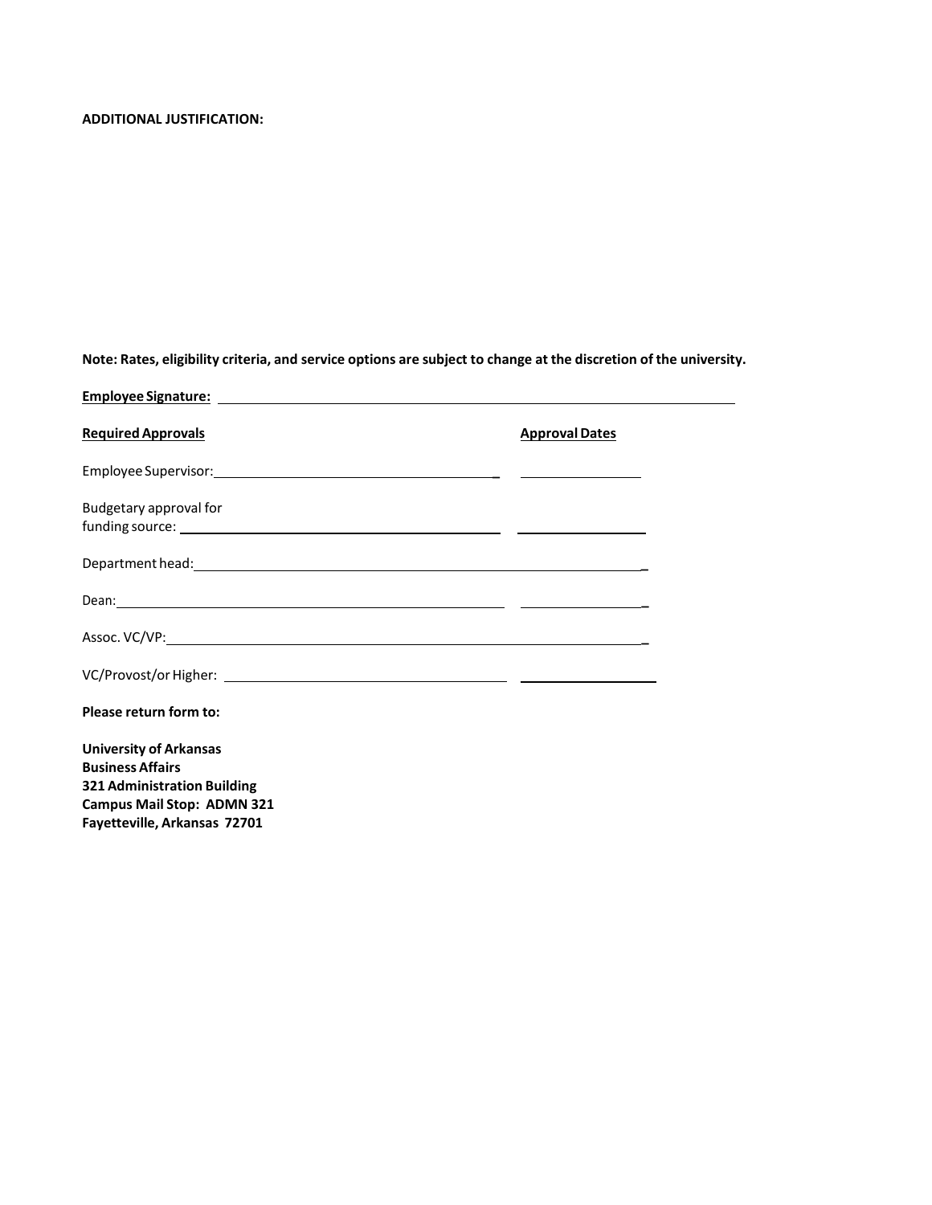**ADDITIONAL JUSTIFICATION:**

**Note: Rates, eligibility criteria, and service options are subject to change at the discretion of the university.**

**Employee Signature:** ______________________________________________

| **Required Approvals** | **Approval Dates** |
| --- | --- |
| Employee Supervisor: ______________________________ | ______________ |
| Budgetary approval for funding source: ______________________________ | ______________ |
| Department head: ______________________________ | ______________ |
| Dean: ______________________________ | ______________ |
| Assoc. VC/VP: ______________________________ | ______________ |
| VC/Provost/or Higher: ______________________________ | ______________ |

**Please return form to:**

**University of Arkansas**
**Business Affairs**
**321 Administration Building**
**Campus Mail Stop: ADMN 321**
**Fayetteville, Arkansas 72701**